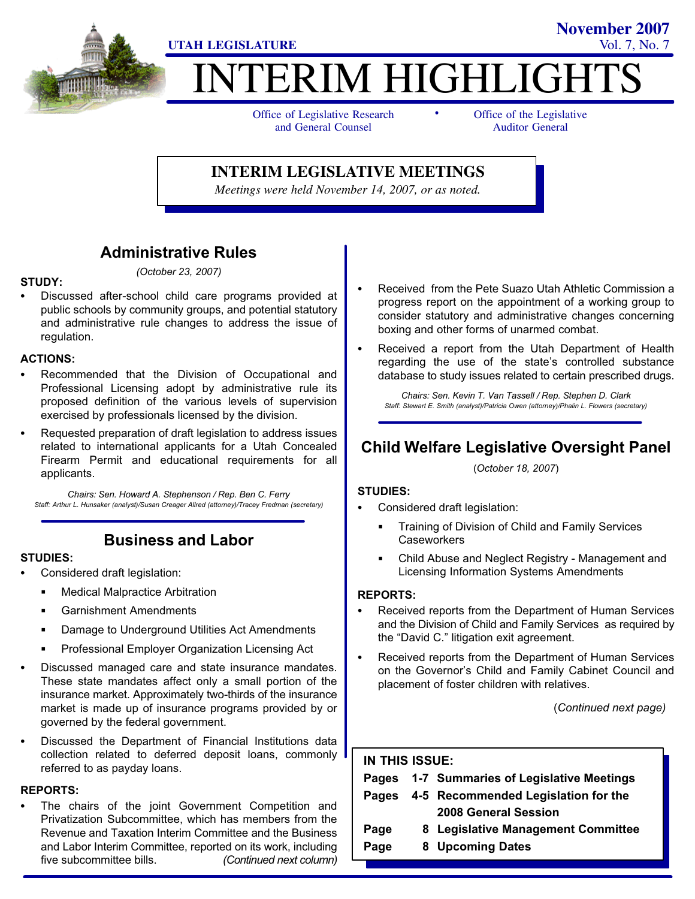UTAH LEGISLATURE

November 2007
Vol. 7, No. 7

# INTERIM HIGHLIGHTS

Office of Legislative Research and General Counsel • Office of the Legislative Auditor General

## INTERIM LEGISLATIVE MEETINGS

*Meetings were held November 14, 2007, or as noted.*

## Administrative Rules

*(October 23, 2007)*

**STUDY:**

- Discussed after-school child care programs provided at public schools by community groups, and potential statutory and administrative rule changes to address the issue of regulation.

**ACTIONS:**

- Recommended that the Division of Occupational and Professional Licensing adopt by administrative rule its proposed definition of the various levels of supervision exercised by professionals licensed by the division.
- Requested preparation of draft legislation to address issues related to international applicants for a Utah Concealed Firearm Permit and educational requirements for all applicants.

*Chairs: Sen. Howard A. Stephenson / Rep. Ben C. Ferry*
*Staff: Arthur L. Hunsaker (analyst)/Susan Creager Allred (attorney)/Tracey Fredman (secretary)*

## Business and Labor

**STUDIES:**

- Considered draft legislation:
  - Medical Malpractice Arbitration
  - Garnishment Amendments
  - Damage to Underground Utilities Act Amendments
  - Professional Employer Organization Licensing Act
- Discussed managed care and state insurance mandates. These state mandates affect only a small portion of the insurance market. Approximately two-thirds of the insurance market is made up of insurance programs provided by or governed by the federal government.
- Discussed the Department of Financial Institutions data collection related to deferred deposit loans, commonly referred to as payday loans.

**REPORTS:**

- The chairs of the joint Government Competition and Privatization Subcommittee, which has members from the Revenue and Taxation Interim Committee and the Business and Labor Interim Committee, reported on its work, including five subcommittee bills.
- Received from the Pete Suazo Utah Athletic Commission a progress report on the appointment of a working group to consider statutory and administrative changes concerning boxing and other forms of unarmed combat.
- Received a report from the Utah Department of Health regarding the use of the state's controlled substance database to study issues related to certain prescribed drugs.

*Chairs: Sen. Kevin T. Van Tassell / Rep. Stephen D. Clark*
*Staff: Stewart E. Smith (analyst)/Patricia Owen (attorney)/Phalin L. Flowers (secretary)*

## Child Welfare Legislative Oversight Panel

(*October 18, 2007*)

**STUDIES:**

- Considered draft legislation:
  - Training of Division of Child and Family Services Caseworkers
  - Child Abuse and Neglect Registry - Management and Licensing Information Systems Amendments

**REPORTS:**

- Received reports from the Department of Human Services and the Division of Child and Family Services as required by the "David C." litigation exit agreement.
- Received reports from the Department of Human Services on the Governor's Child and Family Cabinet Council and placement of foster children with relatives.

(*Continued next page)*

**IN THIS ISSUE:**

| | | |
|---|---|---|
| Pages | 1-7 | Summaries of Legislative Meetings |
| Pages | 4-5 | Recommended Legislation for the 2008 General Session |
| Page | 8 | Legislative Management Committee |
| Page | 8 | Upcoming Dates |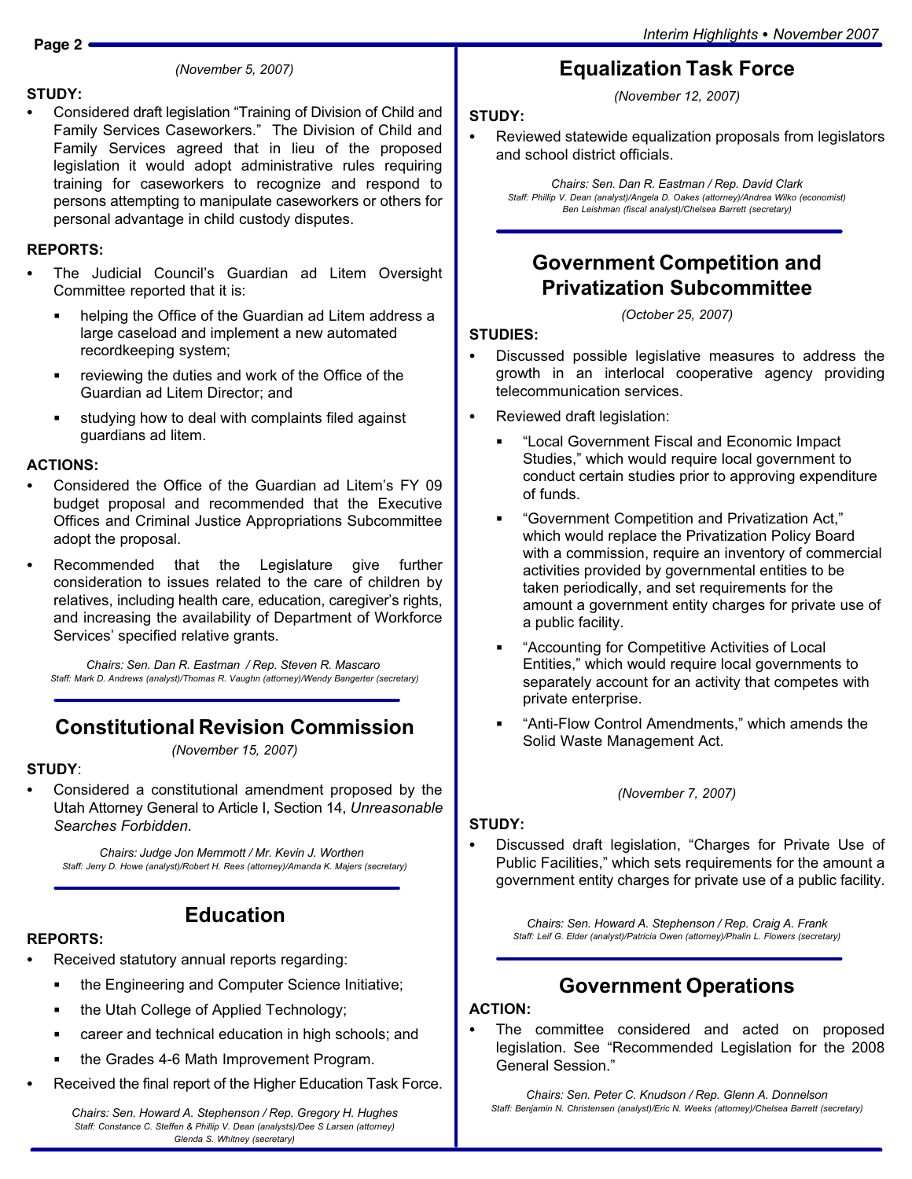*(November 5, 2007)*

**STUDY:**

- Considered draft legislation "Training of Division of Child and Family Services Caseworkers." The Division of Child and Family Services agreed that in lieu of the proposed legislation it would adopt administrative rules requiring training for caseworkers to recognize and respond to persons attempting to manipulate caseworkers or others for personal advantage in child custody disputes.

**REPORTS:**

- The Judicial Council's Guardian ad Litem Oversight Committee reported that it is:
  - helping the Office of the Guardian ad Litem address a large caseload and implement a new automated recordkeeping system;
  - reviewing the duties and work of the Office of the Guardian ad Litem Director; and
  - studying how to deal with complaints filed against guardians ad litem.

**ACTIONS:**

- Considered the Office of the Guardian ad Litem's FY 09 budget proposal and recommended that the Executive Offices and Criminal Justice Appropriations Subcommittee adopt the proposal.
- Recommended that the Legislature give further consideration to issues related to the care of children by relatives, including health care, education, caregiver's rights, and increasing the availability of Department of Workforce Services' specified relative grants.

*Chairs: Sen. Dan R. Eastman / Rep. Steven R. Mascaro*
*Staff: Mark D. Andrews (analyst)/Thomas R. Vaughn (attorney)/Wendy Bangerter (secretary)*

## Constitutional Revision Commission

*(November 15, 2007)*

**STUDY**:

- Considered a constitutional amendment proposed by the Utah Attorney General to Article I, Section 14, *Unreasonable Searches Forbidden.*

*Chairs: Judge Jon Memmott / Mr. Kevin J. Worthen*
*Staff: Jerry D. Howe (analyst)/Robert H. Rees (attorney)/Amanda K. Majers (secretary)*

## Education

**REPORTS:**

- Received statutory annual reports regarding:
  - the Engineering and Computer Science Initiative;
  - the Utah College of Applied Technology;
  - career and technical education in high schools; and
  - the Grades 4-6 Math Improvement Program.
- Received the final report of the Higher Education Task Force.

*Chairs: Sen. Howard A. Stephenson / Rep. Gregory H. Hughes*
*Staff: Constance C. Steffen & Phillip V. Dean (analysts)/Dee S Larsen (attorney)*
*Glenda S. Whitney (secretary)*

## Equalization Task Force

*(November 12, 2007)*

**STUDY:**

- Reviewed statewide equalization proposals from legislators and school district officials.

*Chairs: Sen. Dan R. Eastman / Rep. David Clark*
*Staff: Phillip V. Dean (analyst)/Angela D. Oakes (attorney)/Andrea Wilko (economist)*
*Ben Leishman (fiscal analyst)/Chelsea Barrett (secretary)*

## Government Competition and Privatization Subcommittee

*(October 25, 2007)*

**STUDIES:**

- Discussed possible legislative measures to address the growth in an interlocal cooperative agency providing telecommunication services.
- Reviewed draft legislation:
  - "Local Government Fiscal and Economic Impact Studies," which would require local government to conduct certain studies prior to approving expenditure of funds.
  - "Government Competition and Privatization Act," which would replace the Privatization Policy Board with a commission, require an inventory of commercial activities provided by governmental entities to be taken periodically, and set requirements for the amount a government entity charges for private use of a public facility.
  - "Accounting for Competitive Activities of Local Entities," which would require local governments to separately account for an activity that competes with private enterprise.
  - "Anti-Flow Control Amendments," which amends the Solid Waste Management Act.

*(November 7, 2007)*

**STUDY:**

- Discussed draft legislation, "Charges for Private Use of Public Facilities," which sets requirements for the amount a government entity charges for private use of a public facility.

*Chairs: Sen. Howard A. Stephenson / Rep. Craig A. Frank*
*Staff: Leif G. Elder (analyst)/Patricia Owen (attorney)/Phalin L. Flowers (secretary)*

## Government Operations

**ACTION:**

- The committee considered and acted on proposed legislation. See "Recommended Legislation for the 2008 General Session."

*Chairs: Sen. Peter C. Knudson / Rep. Glenn A. Donnelson*
*Staff: Benjamin N. Christensen (analyst)/Eric N. Weeks (attorney)/Chelsea Barrett (secretary)*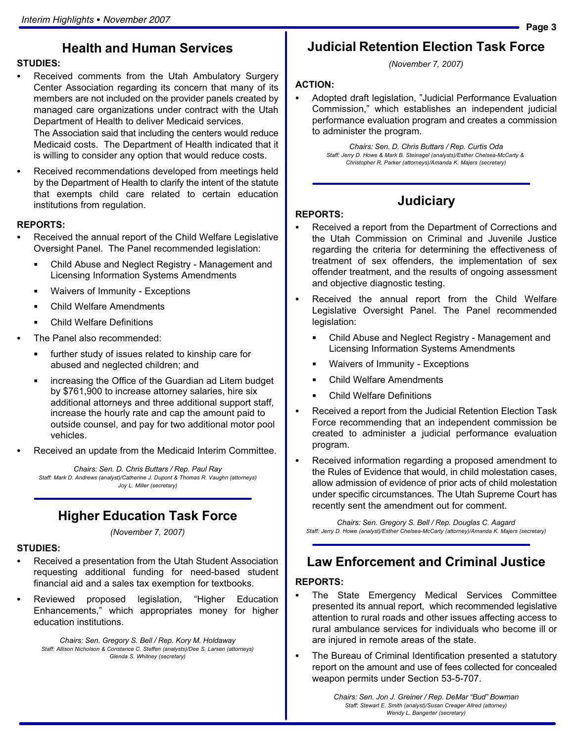## Health and Human Services

**STUDIES:**

- Received comments from the Utah Ambulatory Surgery Center Association regarding its concern that many of its members are not included on the provider panels created by managed care organizations under contract with the Utah Department of Health to deliver Medicaid services. The Association said that including the centers would reduce Medicaid costs. The Department of Health indicated that it is willing to consider any option that would reduce costs.
- Received recommendations developed from meetings held by the Department of Health to clarify the intent of the statute that exempts child care related to certain education institutions from regulation.

**REPORTS:**

- Received the annual report of the Child Welfare Legislative Oversight Panel. The Panel recommended legislation:
  - Child Abuse and Neglect Registry - Management and Licensing Information Systems Amendments
  - Waivers of Immunity - Exceptions
  - Child Welfare Amendments
  - Child Welfare Definitions
- The Panel also recommended:
  - further study of issues related to kinship care for abused and neglected children; and
  - increasing the Office of the Guardian ad Litem budget by $761,900 to increase attorney salaries, hire six additional attorneys and three additional support staff, increase the hourly rate and cap the amount paid to outside counsel, and pay for two additional motor pool vehicles.
- Received an update from the Medicaid Interim Committee.

*Chairs: Sen. D. Chris Buttars / Rep. Paul Ray*
*Staff: Mark D. Andrews (analyst)/Catherine J. Dupont & Thomas R. Vaughn (attorneys) Joy L. Miller (secretary)*

## Higher Education Task Force

*(November 7, 2007)*

**STUDIES:**

- Received a presentation from the Utah Student Association requesting additional funding for need-based student financial aid and a sales tax exemption for textbooks.
- Reviewed proposed legislation, "Higher Education Enhancements," which appropriates money for higher education institutions.

*Chairs: Sen. Gregory S. Bell / Rep. Kory M. Holdaway*
*Staff: Allison Nicholson & Constance C. Steffen (analysts)/Dee S. Larsen (attorneys) Glenda S. Whitney (secretary)*

## Judicial Retention Election Task Force

*(November 7, 2007)*

**ACTION:**

- Adopted draft legislation, "Judicial Performance Evaluation Commission," which establishes an independent judicial performance evaluation program and creates a commission to administer the program.

*Chairs: Sen. D. Chris Buttars / Rep. Curtis Oda*
*Staff: Jerry D. Howe & Mark B. Steinagel (analysts)/Esther Chelsea-McCarty & Christopher R. Parker (attorneys)/Amanda K. Majers (secretary)*

## Judiciary

**REPORTS:**

- Received a report from the Department of Corrections and the Utah Commission on Criminal and Juvenile Justice regarding the criteria for determining the effectiveness of treatment of sex offenders, the implementation of sex offender treatment, and the results of ongoing assessment and objective diagnostic testing.
- Received the annual report from the Child Welfare Legislative Oversight Panel. The Panel recommended legislation:
  - Child Abuse and Neglect Registry - Management and Licensing Information Systems Amendments
  - Waivers of Immunity - Exceptions
  - Child Welfare Amendments
  - Child Welfare Definitions
- Received a report from the Judicial Retention Election Task Force recommending that an independent commission be created to administer a judicial performance evaluation program.
- Received information regarding a proposed amendment to the Rules of Evidence that would, in child molestation cases, allow admission of evidence of prior acts of child molestation under specific circumstances. The Utah Supreme Court has recently sent the amendment out for comment.

*Chairs: Sen. Gregory S. Bell / Rep. Douglas C. Aagard*
*Staff: Jerry D. Howe (analyst)/Esther Chelsea-McCarty (attorney)/Amanda K. Majers (secretary)*

## Law Enforcement and Criminal Justice

**REPORTS:**

- The State Emergency Medical Services Committee presented its annual report, which recommended legislative attention to rural roads and other issues affecting access to rural ambulance services for individuals who become ill or are injured in remote areas of the state.
- The Bureau of Criminal Identification presented a statutory report on the amount and use of fees collected for concealed weapon permits under Section 53-5-707.

*Chairs: Sen. Jon J. Greiner / Rep. DeMar "Bud" Bowman*
*Staff: Stewart E. Smith (analyst)/Susan Creager Allred (attorney) Wendy L. Bangerter (secretary)*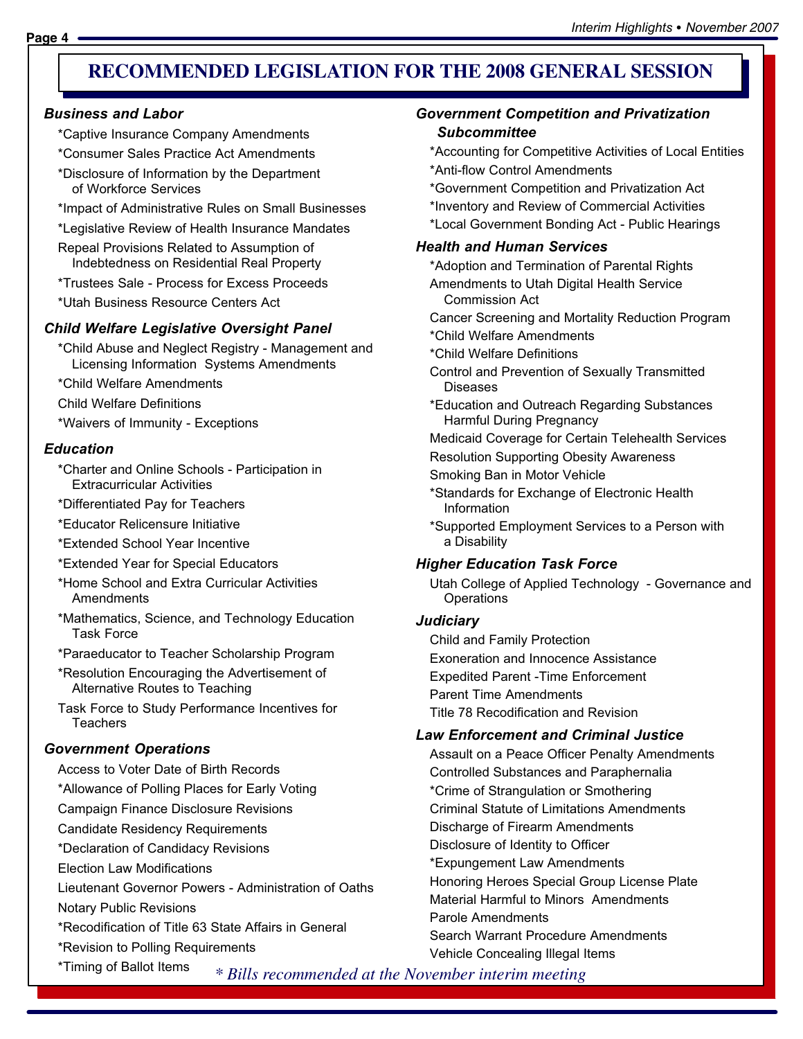# RECOMMENDED LEGISLATION FOR THE 2008 GENERAL SESSION

### *Business and Labor*

- *Captive Insurance Company Amendments
- *Consumer Sales Practice Act Amendments
- *Disclosure of Information by the Department of Workforce Services
- *Impact of Administrative Rules on Small Businesses
- *Legislative Review of Health Insurance Mandates
- Repeal Provisions Related to Assumption of Indebtedness on Residential Real Property
- *Trustees Sale - Process for Excess Proceeds
- *Utah Business Resource Centers Act

### *Child Welfare Legislative Oversight Panel*

- *Child Abuse and Neglect Registry - Management and Licensing Information Systems Amendments
- *Child Welfare Amendments
- Child Welfare Definitions
- *Waivers of Immunity - Exceptions

### *Education*

- *Charter and Online Schools - Participation in Extracurricular Activities
- *Differentiated Pay for Teachers
- *Educator Relicensure Initiative
- *Extended School Year Incentive
- *Extended Year for Special Educators
- *Home School and Extra Curricular Activities Amendments
- *Mathematics, Science, and Technology Education Task Force
- *Paraeducator to Teacher Scholarship Program
- *Resolution Encouraging the Advertisement of Alternative Routes to Teaching
- Task Force to Study Performance Incentives for Teachers

### *Government Operations*

- Access to Voter Date of Birth Records
- *Allowance of Polling Places for Early Voting
- Campaign Finance Disclosure Revisions
- Candidate Residency Requirements
- *Declaration of Candidacy Revisions
- Election Law Modifications
- Lieutenant Governor Powers - Administration of Oaths
- Notary Public Revisions
- *Recodification of Title 63 State Affairs in General
- *Revision to Polling Requirements
- *Timing of Ballot Items

### *Government Competition and Privatization Subcommittee*

- *Accounting for Competitive Activities of Local Entities
- *Anti-flow Control Amendments
- *Government Competition and Privatization Act
- *Inventory and Review of Commercial Activities
- *Local Government Bonding Act - Public Hearings

### *Health and Human Services*

- *Adoption and Termination of Parental Rights
- Amendments to Utah Digital Health Service Commission Act
- Cancer Screening and Mortality Reduction Program
- *Child Welfare Amendments
- *Child Welfare Definitions
- Control and Prevention of Sexually Transmitted Diseases
- *Education and Outreach Regarding Substances Harmful During Pregnancy
- Medicaid Coverage for Certain Telehealth Services
- Resolution Supporting Obesity Awareness
- Smoking Ban in Motor Vehicle
- *Standards for Exchange of Electronic Health Information
- *Supported Employment Services to a Person with a Disability

### *Higher Education Task Force*

- Utah College of Applied Technology - Governance and Operations

### *Judiciary*

- Child and Family Protection
- Exoneration and Innocence Assistance
- Expedited Parent -Time Enforcement
- Parent Time Amendments
- Title 78 Recodification and Revision

### *Law Enforcement and Criminal Justice*

- Assault on a Peace Officer Penalty Amendments
- Controlled Substances and Paraphernalia
- *Crime of Strangulation or Smothering
- Criminal Statute of Limitations Amendments
- Discharge of Firearm Amendments
- Disclosure of Identity to Officer
- *Expungement Law Amendments
- Honoring Heroes Special Group License Plate
- Material Harmful to Minors Amendments
- Parole Amendments
- Search Warrant Procedure Amendments
- Vehicle Concealing Illegal Items

*\* Bills recommended at the November interim meeting*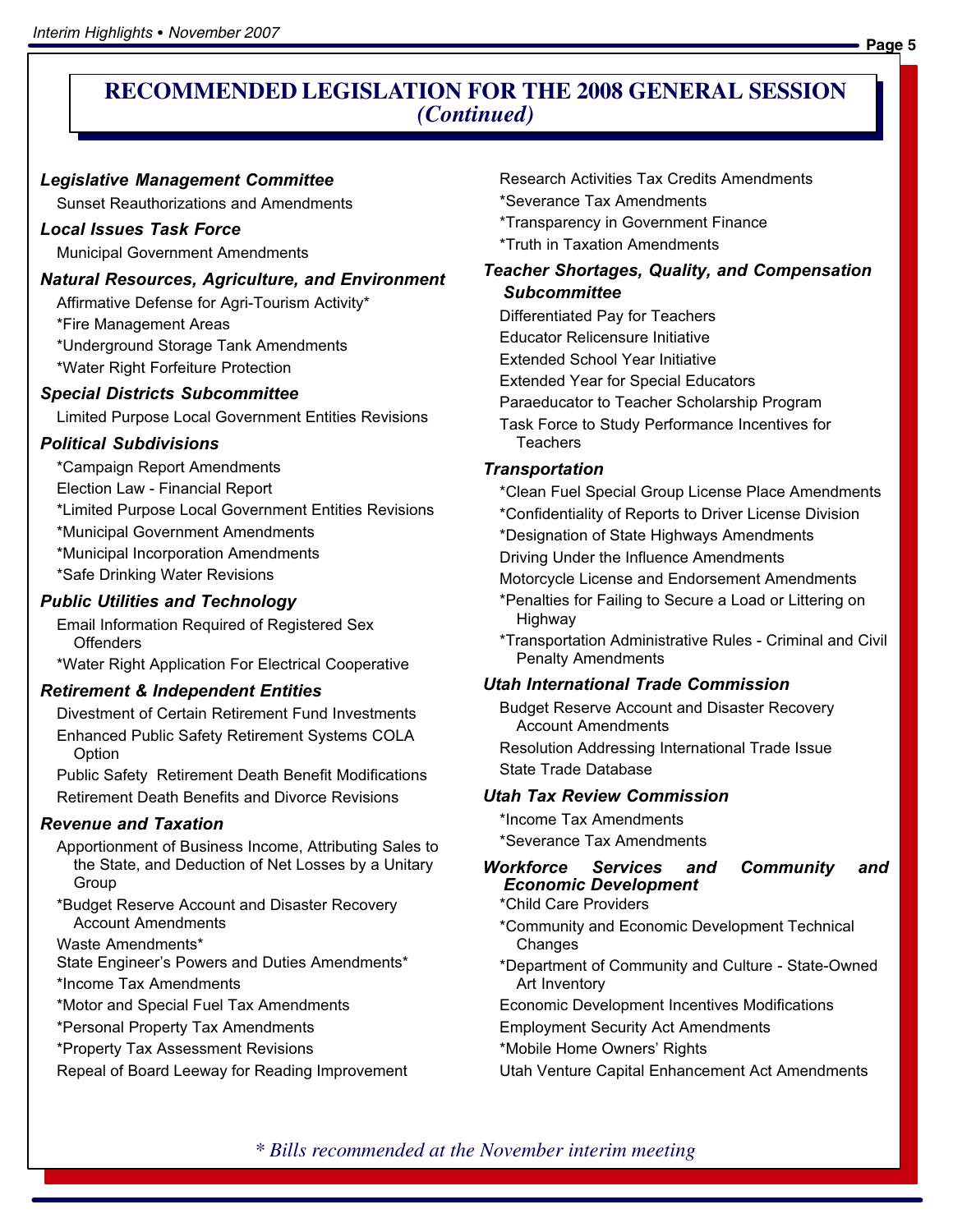# RECOMMENDED LEGISLATION FOR THE 2008 GENERAL SESSION *(Continued)*

### *Legislative Management Committee*

Sunset Reauthorizations and Amendments

### *Local Issues Task Force*

Municipal Government Amendments

### *Natural Resources, Agriculture, and Environment*

Affirmative Defense for Agri-Tourism Activity*
*Fire Management Areas
*Underground Storage Tank Amendments
*Water Right Forfeiture Protection

### *Special Districts Subcommittee*

Limited Purpose Local Government Entities Revisions

### *Political Subdivisions*

*Campaign Report Amendments
Election Law - Financial Report
*Limited Purpose Local Government Entities Revisions
*Municipal Government Amendments
*Municipal Incorporation Amendments
*Safe Drinking Water Revisions

### *Public Utilities and Technology*

Email Information Required of Registered Sex Offenders
*Water Right Application For Electrical Cooperative

### *Retirement & Independent Entities*

Divestment of Certain Retirement Fund Investments
Enhanced Public Safety Retirement Systems COLA Option
Public Safety Retirement Death Benefit Modifications
Retirement Death Benefits and Divorce Revisions

### *Revenue and Taxation*

Apportionment of Business Income, Attributing Sales to the State, and Deduction of Net Losses by a Unitary Group
*Budget Reserve Account and Disaster Recovery Account Amendments
Waste Amendments*
State Engineer's Powers and Duties Amendments*
*Income Tax Amendments
*Motor and Special Fuel Tax Amendments
*Personal Property Tax Amendments
*Property Tax Assessment Revisions
Repeal of Board Leeway for Reading Improvement
Research Activities Tax Credits Amendments
*Severance Tax Amendments
*Transparency in Government Finance
*Truth in Taxation Amendments

### *Teacher Shortages, Quality, and Compensation Subcommittee*

Differentiated Pay for Teachers
Educator Relicensure Initiative
Extended School Year Initiative
Extended Year for Special Educators
Paraeducator to Teacher Scholarship Program
Task Force to Study Performance Incentives for Teachers

### *Transportation*

*Clean Fuel Special Group License Place Amendments
*Confidentiality of Reports to Driver License Division
*Designation of State Highways Amendments
Driving Under the Influence Amendments
Motorcycle License and Endorsement Amendments
*Penalties for Failing to Secure a Load or Littering on Highway
*Transportation Administrative Rules - Criminal and Civil Penalty Amendments

### *Utah International Trade Commission*

Budget Reserve Account and Disaster Recovery Account Amendments
Resolution Addressing International Trade Issue
State Trade Database

### *Utah Tax Review Commission*

*Income Tax Amendments
*Severance Tax Amendments

### *Workforce Services and Community and Economic Development*

*Child Care Providers
*Community and Economic Development Technical Changes
*Department of Community and Culture - State-Owned Art Inventory
Economic Development Incentives Modifications
Employment Security Act Amendments
*Mobile Home Owners' Rights
Utah Venture Capital Enhancement Act Amendments

*\* Bills recommended at the November interim meeting*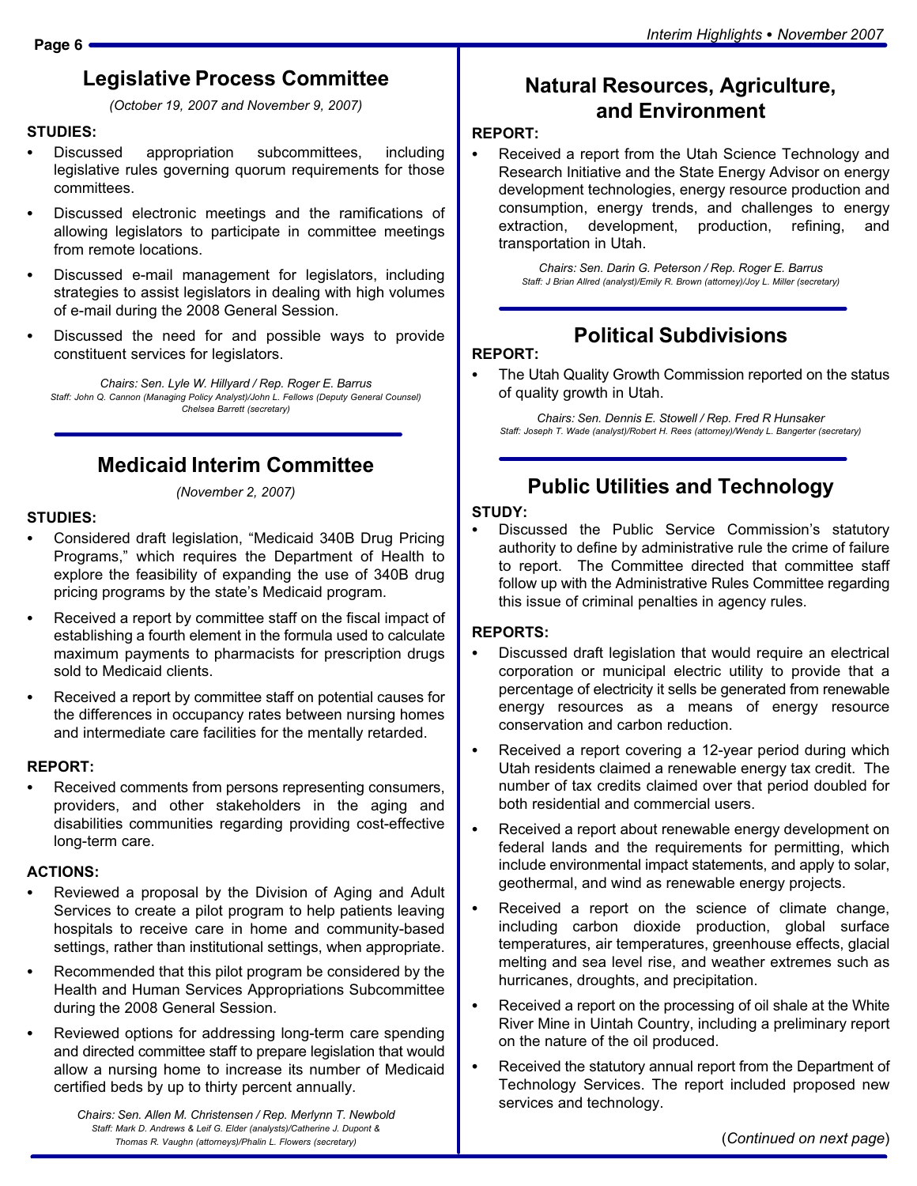## Legislative Process Committee

*(October 19, 2007 and November 9, 2007)*

**STUDIES:**

- Discussed appropriation subcommittees, including legislative rules governing quorum requirements for those committees.
- Discussed electronic meetings and the ramifications of allowing legislators to participate in committee meetings from remote locations.
- Discussed e-mail management for legislators, including strategies to assist legislators in dealing with high volumes of e-mail during the 2008 General Session.
- Discussed the need for and possible ways to provide constituent services for legislators.

*Chairs: Sen. Lyle W. Hillyard / Rep. Roger E. Barrus*
*Staff: John Q. Cannon (Managing Policy Analyst)/John L. Fellows (Deputy General Counsel) Chelsea Barrett (secretary)*

## Medicaid Interim Committee

*(November 2, 2007)*

**STUDIES:**

- Considered draft legislation, "Medicaid 340B Drug Pricing Programs," which requires the Department of Health to explore the feasibility of expanding the use of 340B drug pricing programs by the state's Medicaid program.
- Received a report by committee staff on the fiscal impact of establishing a fourth element in the formula used to calculate maximum payments to pharmacists for prescription drugs sold to Medicaid clients.
- Received a report by committee staff on potential causes for the differences in occupancy rates between nursing homes and intermediate care facilities for the mentally retarded.

**REPORT:**

- Received comments from persons representing consumers, providers, and other stakeholders in the aging and disabilities communities regarding providing cost-effective long-term care.

**ACTIONS:**

- Reviewed a proposal by the Division of Aging and Adult Services to create a pilot program to help patients leaving hospitals to receive care in home and community-based settings, rather than institutional settings, when appropriate.
- Recommended that this pilot program be considered by the Health and Human Services Appropriations Subcommittee during the 2008 General Session.
- Reviewed options for addressing long-term care spending and directed committee staff to prepare legislation that would allow a nursing home to increase its number of Medicaid certified beds by up to thirty percent annually.

*Chairs: Sen. Allen M. Christensen / Rep. Merlynn T. Newbold*
*Staff: Mark D. Andrews & Leif G. Elder (analysts)/Catherine J. Dupont & Thomas R. Vaughn (attorneys)/Phalin L. Flowers (secretary)*

## Natural Resources, Agriculture, and Environment

**REPORT:**

- Received a report from the Utah Science Technology and Research Initiative and the State Energy Advisor on energy development technologies, energy resource production and consumption, energy trends, and challenges to energy extraction, development, production, refining, and transportation in Utah.

*Chairs: Sen. Darin G. Peterson / Rep. Roger E. Barrus*
*Staff: J Brian Allred (analyst)/Emily R. Brown (attorney)/Joy L. Miller (secretary)*

## Political Subdivisions

**REPORT:**

- The Utah Quality Growth Commission reported on the status of quality growth in Utah.

*Chairs: Sen. Dennis E. Stowell / Rep. Fred R Hunsaker*
*Staff: Joseph T. Wade (analyst)/Robert H. Rees (attorney)/Wendy L. Bangerter (secretary)*

## Public Utilities and Technology

**STUDY:**

- Discussed the Public Service Commission's statutory authority to define by administrative rule the crime of failure to report. The Committee directed that committee staff follow up with the Administrative Rules Committee regarding this issue of criminal penalties in agency rules.

**REPORTS:**

- Discussed draft legislation that would require an electrical corporation or municipal electric utility to provide that a percentage of electricity it sells be generated from renewable energy resources as a means of energy resource conservation and carbon reduction.
- Received a report covering a 12-year period during which Utah residents claimed a renewable energy tax credit. The number of tax credits claimed over that period doubled for both residential and commercial users.
- Received a report about renewable energy development on federal lands and the requirements for permitting, which include environmental impact statements, and apply to solar, geothermal, and wind as renewable energy projects.
- Received a report on the science of climate change, including carbon dioxide production, global surface temperatures, air temperatures, greenhouse effects, glacial melting and sea level rise, and weather extremes such as hurricanes, droughts, and precipitation.
- Received a report on the processing of oil shale at the White River Mine in Uintah Country, including a preliminary report on the nature of the oil produced.
- Received the statutory annual report from the Department of Technology Services. The report included proposed new services and technology.

(*Continued on next page*)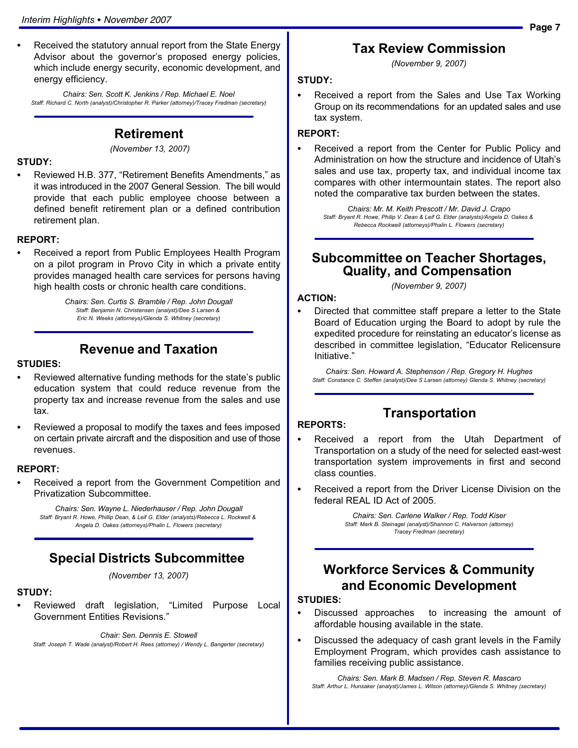- Received the statutory annual report from the State Energy Advisor about the governor's proposed energy policies, which include energy security, economic development, and energy efficiency.

*Chairs: Sen. Scott K. Jenkins / Rep. Michael E. Noel*
*Staff: Richard C. North (analyst)/Christopher R. Parker (attorney)/Tracey Fredman (secretary)*

## Retirement

*(November 13, 2007)*

**STUDY:**

- Reviewed H.B. 377, "Retirement Benefits Amendments," as it was introduced in the 2007 General Session. The bill would provide that each public employee choose between a defined benefit retirement plan or a defined contribution retirement plan.

**REPORT:**

- Received a report from Public Employees Health Program on a pilot program in Provo City in which a private entity provides managed health care services for persons having high health costs or chronic health care conditions.

*Chairs: Sen. Curtis S. Bramble / Rep. John Dougall*
*Staff: Benjamin N. Christensen (analyst)/Dee S Larsen & Eric N. Weeks (attorneys)/Glenda S. Whitney (secretary)*

## Revenue and Taxation

**STUDIES:**

- Reviewed alternative funding methods for the state's public education system that could reduce revenue from the property tax and increase revenue from the sales and use tax.
- Reviewed a proposal to modify the taxes and fees imposed on certain private aircraft and the disposition and use of those revenues.

**REPORT:**

- Received a report from the Government Competition and Privatization Subcommittee.

*Chairs: Sen. Wayne L. Niederhauser / Rep. John Dougall*
*Staff: Bryant R. Howe, Phillip Dean, & Leif G. Elder (analysts)/Rebecca L. Rockwell & Angela D. Oakes (attorneys)/Phalin L. Flowers (secretary)*

## Special Districts Subcommittee

*(November 13, 2007)*

**STUDY:**

- Reviewed draft legislation, "Limited Purpose Local Government Entities Revisions."

*Chair: Sen. Dennis E. Stowell*
*Staff: Joseph T. Wade (analyst)/Robert H. Rees (attorney) / Wendy L. Bangerter (secretary)*

## Tax Review Commission

*(November 9, 2007)*

**STUDY:**

- Received a report from the Sales and Use Tax Working Group on its recommendations for an updated sales and use tax system.

**REPORT:**

- Received a report from the Center for Public Policy and Administration on how the structure and incidence of Utah's sales and use tax, property tax, and individual income tax compares with other intermountain states. The report also noted the comparative tax burden between the states.

*Chairs: Mr. M. Keith Prescott / Mr. David J. Crapo*
*Staff: Bryant R. Howe, Philip V. Dean & Leif G. Elder (analysts)/Angela D. Oakes & Rebecca Rockwell (attorneys)/Phalin L. Flowers (secretary)*

## Subcommittee on Teacher Shortages, Quality, and Compensation

*(November 9, 2007)*

**ACTION:**

- Directed that committee staff prepare a letter to the State Board of Education urging the Board to adopt by rule the expedited procedure for reinstating an educator's license as described in committee legislation, "Educator Relicensure Initiative."

*Chairs: Sen. Howard A. Stephenson / Rep. Gregory H. Hughes*
*Staff: Constance C. Steffen (analyst)/Dee S Larsen (attorney) Glenda S. Whitney (secretary)*

## Transportation

**REPORTS:**

- Received a report from the Utah Department of Transportation on a study of the need for selected east-west transportation system improvements in first and second class counties.
- Received a report from the Driver License Division on the federal REAL ID Act of 2005.

*Chairs: Sen. Carlene Walker / Rep. Todd Kiser*
*Staff: Mark B. Steinagel (analyst)/Shannon C. Halverson (attorney) Tracey Fredman (secretary)*

## Workforce Services & Community and Economic Development

**STUDIES:**

- Discussed approaches to increasing the amount of affordable housing available in the state.
- Discussed the adequacy of cash grant levels in the Family Employment Program, which provides cash assistance to families receiving public assistance.

*Chairs: Sen. Mark B. Madsen / Rep. Steven R. Mascaro*
*Staff: Arthur L. Hunsaker (analyst)/James L. Wilson (attorney)/Glenda S. Whitney (secretary)*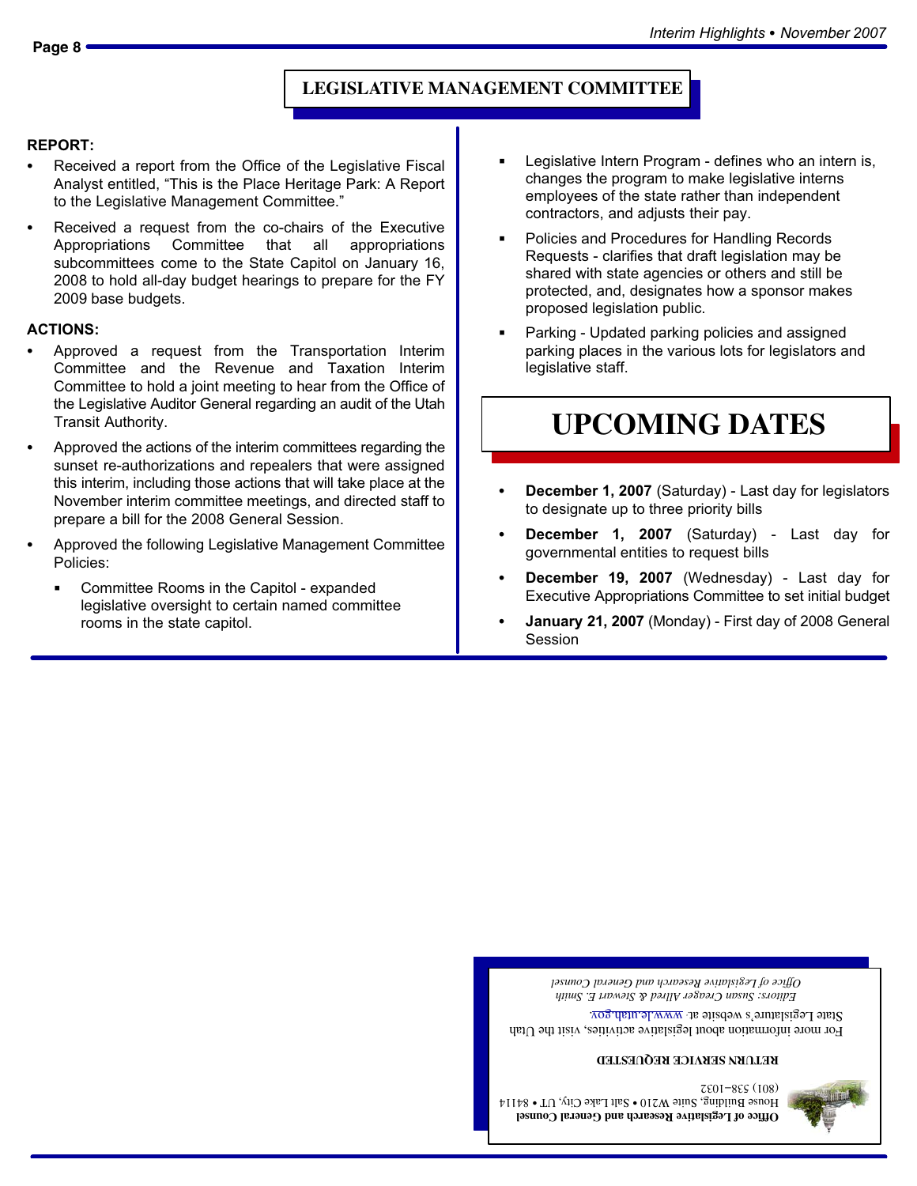## LEGISLATIVE MANAGEMENT COMMITTEE

**REPORT:**

- Received a report from the Office of the Legislative Fiscal Analyst entitled, "This is the Place Heritage Park: A Report to the Legislative Management Committee."
- Received a request from the co-chairs of the Executive Appropriations Committee that all appropriations subcommittees come to the State Capitol on January 16, 2008 to hold all-day budget hearings to prepare for the FY 2009 base budgets.

**ACTIONS:**

- Approved a request from the Transportation Interim Committee and the Revenue and Taxation Interim Committee to hold a joint meeting to hear from the Office of the Legislative Auditor General regarding an audit of the Utah Transit Authority.
- Approved the actions of the interim committees regarding the sunset re-authorizations and repealers that were assigned this interim, including those actions that will take place at the November interim committee meetings, and directed staff to prepare a bill for the 2008 General Session.
- Approved the following Legislative Management Committee Policies:
  - Committee Rooms in the Capitol - expanded legislative oversight to certain named committee rooms in the state capitol.
  - Legislative Intern Program - defines who an intern is, changes the program to make legislative interns employees of the state rather than independent contractors, and adjusts their pay.
  - Policies and Procedures for Handling Records Requests - clarifies that draft legislation may be shared with state agencies or others and still be protected, and, designates how a sponsor makes proposed legislation public.
  - Parking - Updated parking policies and assigned parking places in the various lots for legislators and legislative staff.

# UPCOMING DATES

- **December 1, 2007** (Saturday) - Last day for legislators to designate up to three priority bills
- **December 1, 2007** (Saturday) - Last day for governmental entities to request bills
- **December 19, 2007** (Wednesday) - Last day for Executive Appropriations Committee to set initial budget
- **January 21, 2007** (Monday) - First day of 2008 General Session

**Office of Legislative Research and General Counsel**
House Building, Suite W210 • Salt Lake City, UT • 84114
(801) 538-1032

**RETURN SERVICE REQUESTED**

For more information about legislative activities, visit the Utah State Legislature's website at: www.le.utah.gov.

*Editors: Susan Creager Allred & Stewart E. Smith*
*Office of Legislative Research and General Counsel*